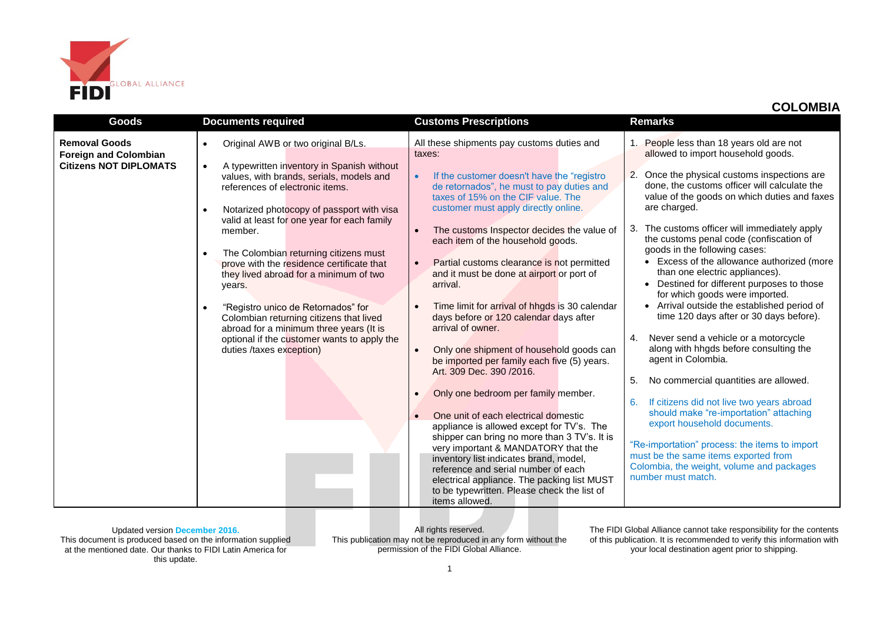## COLOMBIA

| Goods | Documents required | Customs Prescriptions | Remarks |
|---|---|---|---|
| **Removal Goods Foreign and Colombian Citizens NOT DIPLOMATS** | • Original AWB or two original B/Ls.<br>• A typewritten inventory in Spanish without values, with brands, serials, models and references of electronic items.<br>• Notarized photocopy of passport with visa valid at least for one year for each family member.<br>• The Colombian returning citizens must prove with the residence certificate that they lived abroad for a minimum of two years.<br>• "Registro unico de Retornados" for Colombian returning citizens that lived abroad for a minimum three years (It is optional if the customer wants to apply the duties /taxes exception) | All these shipments pay customs duties and taxes:<br>• If the customer doesn't have the "registro de retornados", he must to pay duties and taxes of 15% on the CIF value. The customer must apply directly online.<br>• The customs Inspector decides the value of each item of the household goods.<br>• Partial customs clearance is not permitted and it must be done at airport or port of arrival.<br>• Time limit for arrival of hhgds is 30 calendar days before or 120 calendar days after arrival of owner.<br>• Only one shipment of household goods can be imported per family each five (5) years. Art. 309 Dec. 390 /2016.<br>• Only one bedroom per family member.<br>• One unit of each electrical domestic appliance is allowed except for TV's. The shipper can bring no more than 3 TV's. It is very important & MANDATORY that the inventory list indicates brand, model, reference and serial number of each electrical appliance. The packing list MUST to be typewritten. Please check the list of items allowed. | 1. People less than 18 years old are not allowed to import household goods.<br>2. Once the physical customs inspections are done, the customs officer will calculate the value of the goods on which duties and faxes are charged.<br>3. The customs officer will immediately apply the customs penal code (confiscation of goods in the following cases:<br>• Excess of the allowance authorized (more than one electric appliances).<br>• Destined for different purposes to those for which goods were imported.<br>• Arrival outside the established period of time 120 days after or 30 days before).<br>4. Never send a vehicle or a motorcycle along with hhgds before consulting the agent in Colombia.<br>5. No commercial quantities are allowed.<br>6. If citizens did not live two years abroad should make "re-importation" attaching export household documents.<br><br>"Re-importation" process: the items to import must be the same items exported from Colombia, the weight, volume and packages number must match. |

Updated version **December 2016.**
This document is produced based on the information supplied at the mentioned date. Our thanks to FIDI Latin America for this update.

All rights reserved.
This publication may not be reproduced in any form without the permission of the FIDI Global Alliance.

The FIDI Global Alliance cannot take responsibility for the contents of this publication. It is recommended to verify this information with your local destination agent prior to shipping.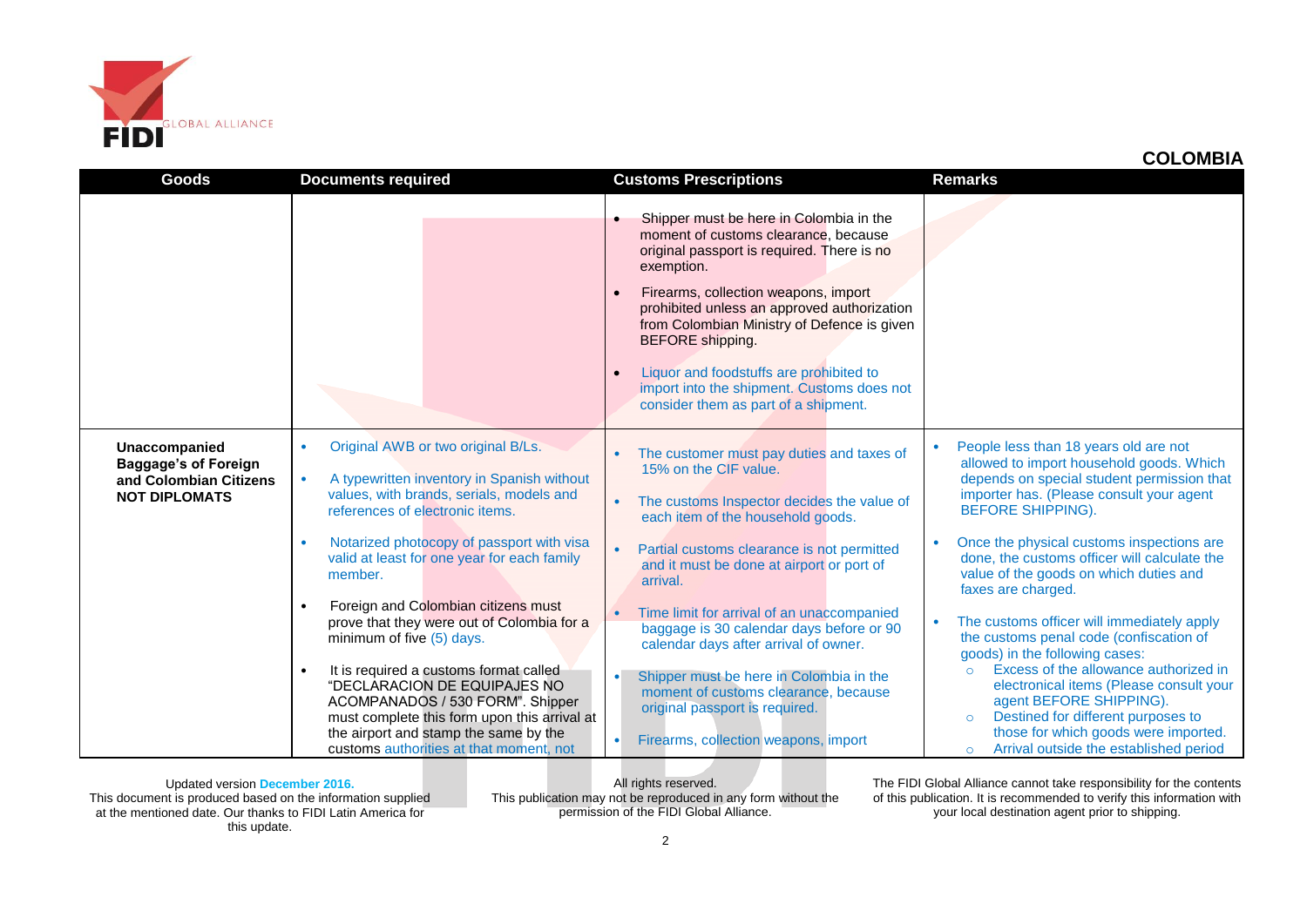## COLOMBIA

| Goods | Documents required | Customs Prescriptions | Remarks |
|---|---|---|---|
| | | • Shipper must be here in Colombia in the moment of customs clearance, because original passport is required. There is no exemption.<br>• Firearms, collection weapons, import prohibited unless an approved authorization from Colombian Ministry of Defence is given BEFORE shipping.<br>• Liquor and foodstuffs are prohibited to import into the shipment. Customs does not consider them as part of a shipment. | |
| **Unaccompanied Baggage's of Foreign and Colombian Citizens NOT DIPLOMATS** | • Original AWB or two original B/Ls.<br>• A typewritten inventory in Spanish without values, with brands, serials, models and references of electronic items.<br>• Notarized photocopy of passport with visa valid at least for one year for each family member.<br>• Foreign and Colombian citizens must prove that they were out of Colombia for a minimum of five (5) days.<br>• It is required a customs format called "DECLARACION DE EQUIPAJES NO ACOMPANADOS / 530 FORM". Shipper must complete this form upon this arrival at the airport and stamp the same by the customs authorities at that moment, not | • The customer must pay duties and taxes of 15% on the CIF value.<br>• The customs Inspector decides the value of each item of the household goods.<br>• Partial customs clearance is not permitted and it must be done at airport or port of arrival.<br>• Time limit for arrival of an unaccompanied baggage is 30 calendar days before or 90 calendar days after arrival of owner.<br>• Shipper must be here in Colombia in the moment of customs clearance, because original passport is required.<br>• Firearms, collection weapons, import | • People less than 18 years old are not allowed to import household goods. Which depends on special student permission that importer has. (Please consult your agent BEFORE SHIPPING).<br>• Once the physical customs inspections are done, the customs officer will calculate the value of the goods on which duties and faxes are charged.<br>• The customs officer will immediately apply the customs penal code (confiscation of goods) in the following cases:<br>  ○ Excess of the allowance authorized in electronical items (Please consult your agent BEFORE SHIPPING).<br>  ○ Destined for different purposes to those for which goods were imported.<br>  ○ Arrival outside the established period |

Updated version December 2016.
This document is produced based on the information supplied at the mentioned date. Our thanks to FIDI Latin America for this update.

All rights reserved.
This publication may not be reproduced in any form without the permission of the FIDI Global Alliance.

The FIDI Global Alliance cannot take responsibility for the contents of this publication. It is recommended to verify this information with your local destination agent prior to shipping.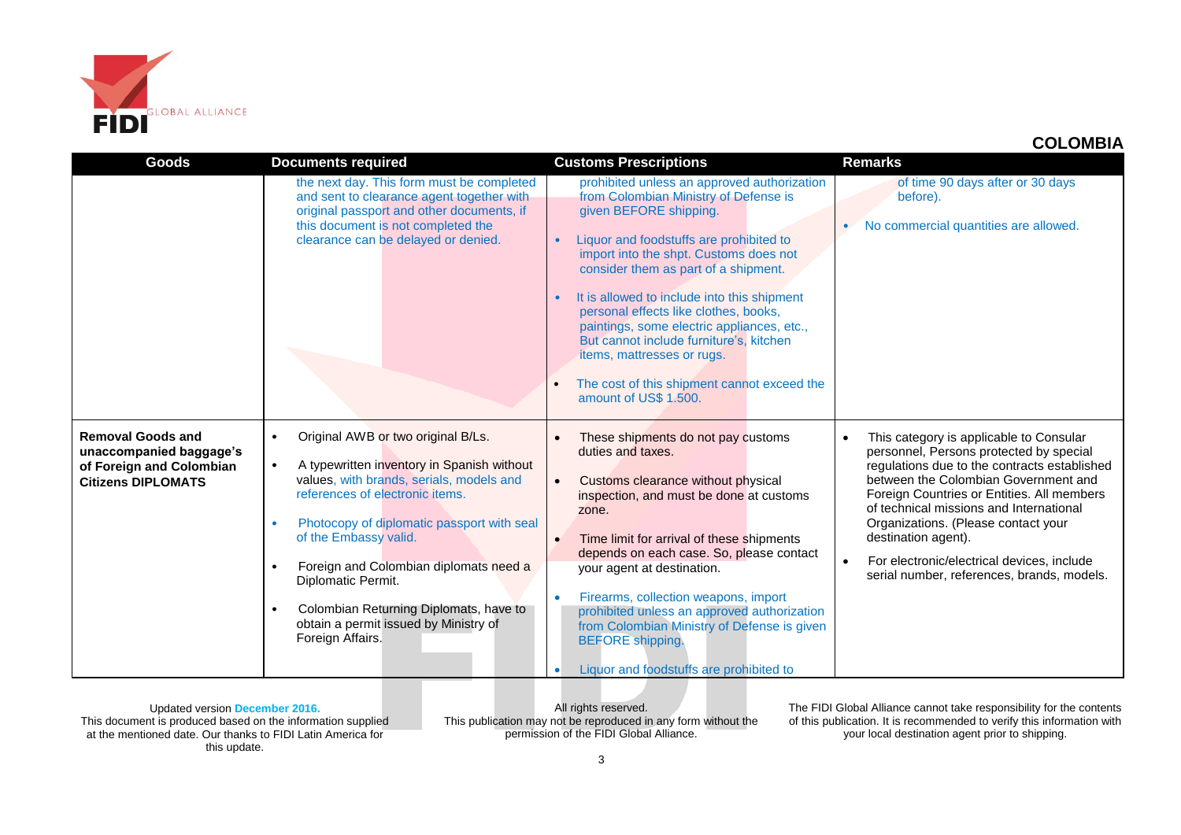## COLOMBIA

| Goods | Documents required | Customs Prescriptions | Remarks |
|---|---|---|---|
| | the next day. This form must be completed and sent to clearance agent together with original passport and other documents, if this document is not completed the clearance can be delayed or denied. | prohibited unless an approved authorization from Colombian Ministry of Defense is given BEFORE shipping.<br><br>• Liquor and foodstuffs are prohibited to import into the shpt. Customs does not consider them as part of a shipment.<br><br>• It is allowed to include into this shipment personal effects like clothes, books, paintings, some electric appliances, etc., But cannot include furniture's, kitchen items, mattresses or rugs.<br><br>• The cost of this shipment cannot exceed the amount of US$ 1.500. | of time 90 days after or 30 days before).<br><br>• No commercial quantities are allowed. |
| **Removal Goods and unaccompanied baggage's of Foreign and Colombian Citizens DIPLOMATS** | • Original AWB or two original B/Ls.<br><br>• A typewritten inventory in Spanish without values, with brands, serials, models and references of electronic items.<br><br>• Photocopy of diplomatic passport with seal of the Embassy valid.<br><br>• Foreign and Colombian diplomats need a Diplomatic Permit.<br><br>• Colombian Returning Diplomats, have to obtain a permit issued by Ministry of Foreign Affairs. | • These shipments do not pay customs duties and taxes.<br><br>• Customs clearance without physical inspection, and must be done at customs zone.<br><br>• Time limit for arrival of these shipments depends on each case. So, please contact your agent at destination.<br><br>• Firearms, collection weapons, import prohibited unless an approved authorization from Colombian Ministry of Defense is given BEFORE shipping.<br><br>• Liquor and foodstuffs are prohibited to | • This category is applicable to Consular personnel, Persons protected by special regulations due to the contracts established between the Colombian Government and Foreign Countries or Entities. All members of technical missions and International Organizations. (Please contact your destination agent).<br><br>• For electronic/electrical devices, include serial number, references, brands, models. |

Updated version December 2016.
This document is produced based on the information supplied at the mentioned date. Our thanks to FIDI Latin America for this update.

All rights reserved.
This publication may not be reproduced in any form without the permission of the FIDI Global Alliance.

The FIDI Global Alliance cannot take responsibility for the contents of this publication. It is recommended to verify this information with your local destination agent prior to shipping.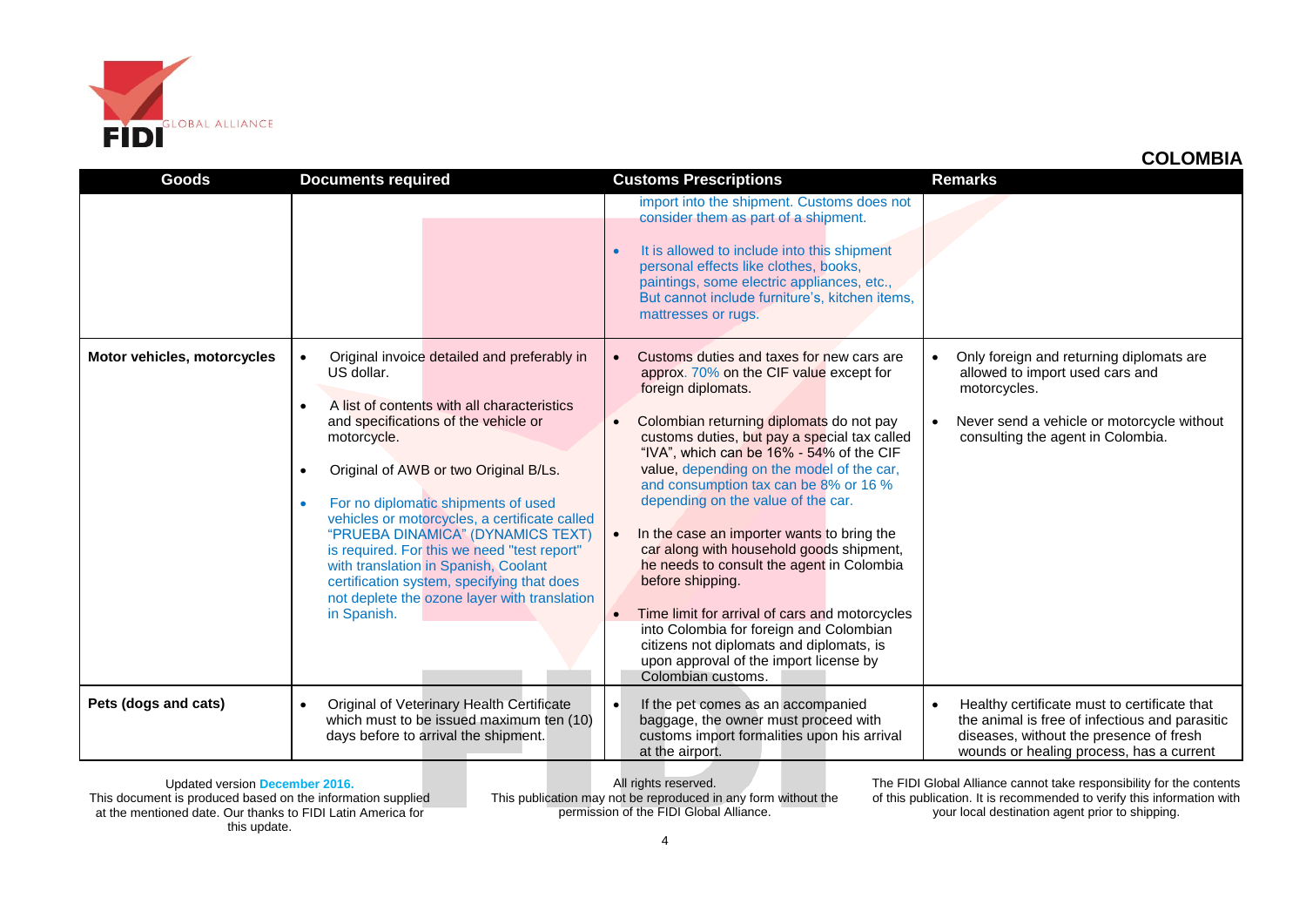## COLOMBIA

| Goods | Documents required | Customs Prescriptions | Remarks |
|---|---|---|---|
| | | import into the shipment. Customs does not consider them as part of a shipment.<br><br>• It is allowed to include into this shipment personal effects like clothes, books, paintings, some electric appliances, etc., But cannot include furniture's, kitchen items, mattresses or rugs. | |
| **Motor vehicles, motorcycles** | • Original invoice detailed and preferably in US dollar.<br><br>• A list of contents with all characteristics and specifications of the vehicle or motorcycle.<br><br>• Original of AWB or two Original B/Ls.<br><br>• For no diplomatic shipments of used vehicles or motorcycles, a certificate called "PRUEBA DINAMICA" (DYNAMICS TEXT) is required. For this we need "test report" with translation in Spanish, Coolant certification system, specifying that does not deplete the ozone layer with translation in Spanish. | • Customs duties and taxes for new cars are approx. 70% on the CIF value except for foreign diplomats.<br><br>• Colombian returning diplomats do not pay customs duties, but pay a special tax called "IVA", which can be 16% - 54% of the CIF value, depending on the model of the car, and consumption tax can be 8% or 16 % depending on the value of the car.<br><br>• In the case an importer wants to bring the car along with household goods shipment, he needs to consult the agent in Colombia before shipping.<br><br>• Time limit for arrival of cars and motorcycles into Colombia for foreign and Colombian citizens not diplomats and diplomats, is upon approval of the import license by Colombian customs. | • Only foreign and returning diplomats are allowed to import used cars and motorcycles.<br><br>• Never send a vehicle or motorcycle without consulting the agent in Colombia. |
| **Pets (dogs and cats)** | • Original of Veterinary Health Certificate which must to be issued maximum ten (10) days before to arrival the shipment. | • If the pet comes as an accompanied baggage, the owner must proceed with customs import formalities upon his arrival at the airport. | • Healthy certificate must to certificate that the animal is free of infectious and parasitic diseases, without the presence of fresh wounds or healing process, has a current |

Updated version **December 2016.**
This document is produced based on the information supplied at the mentioned date. Our thanks to FIDI Latin America for this update.

All rights reserved.
This publication may not be reproduced in any form without the permission of the FIDI Global Alliance.

The FIDI Global Alliance cannot take responsibility for the contents of this publication. It is recommended to verify this information with your local destination agent prior to shipping.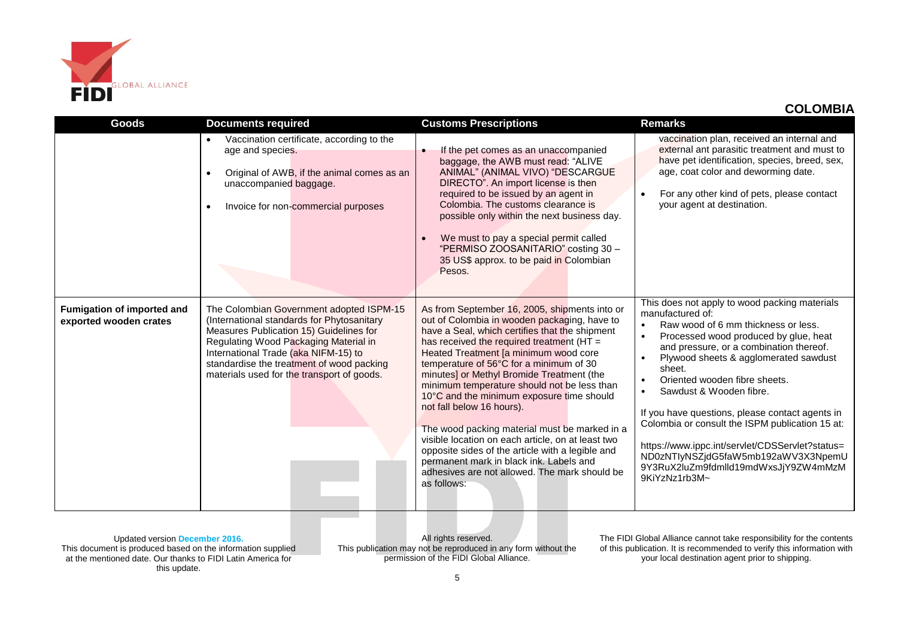## COLOMBIA

| Goods | Documents required | Customs Prescriptions | Remarks |
|---|---|---|---|
| | • Vaccination certificate, according to the age and species.<br>• Original of AWB, if the animal comes as an unaccompanied baggage.<br>• Invoice for non-commercial purposes | • If the pet comes as an unaccompanied baggage, the AWB must read: "ALIVE ANIMAL" (ANIMAL VIVO) "DESCARGUE DIRECTO". An import license is then required to be issued by an agent in Colombia. The customs clearance is possible only within the next business day.<br>• We must to pay a special permit called "PERMISO ZOOSANITARIO" costing 30 – 35 US$ approx. to be paid in Colombian Pesos. | vaccination plan, received an internal and external ant parasitic treatment and must to have pet identification, species, breed, sex, age, coat color and deworming date.<br>• For any other kind of pets, please contact your agent at destination. |
| **Fumigation of imported and exported wooden crates** | The Colombian Government adopted ISPM-15 (International standards for Phytosanitary Measures Publication 15) Guidelines for Regulating Wood Packaging Material in International Trade (aka NIFM-15) to standardise the treatment of wood packing materials used for the transport of goods. | As from September 16, 2005, shipments into or out of Colombia in wooden packaging, have to have a Seal, which certifies that the shipment has received the required treatment (HT = Heated Treatment [a minimum wood core temperature of 56°C for a minimum of 30 minutes] or Methyl Bromide Treatment (the minimum temperature should not be less than 10°C and the minimum exposure time should not fall below 16 hours).<br><br>The wood packing material must be marked in a visible location on each article, on at least two opposite sides of the article with a legible and permanent mark in black ink. Labels and adhesives are not allowed. The mark should be as follows: | This does not apply to wood packing materials manufactured of:<br>• Raw wood of 6 mm thickness or less.<br>• Processed wood produced by glue, heat and pressure, or a combination thereof.<br>• Plywood sheets & agglomerated sawdust sheet.<br>• Oriented wooden fibre sheets.<br>• Sawdust & Wooden fibre.<br><br>If you have questions, please contact agents in Colombia or consult the ISPM publication 15 at:<br><br>https://www.ippc.int/servlet/CDSServlet?status=ND0zNTIyNSZjdG5faW5mb192aWV3X3NpemU9Y3RuX2luZm9fdmlld19mdWxsJjY9ZW4mMzM9KiYzNz1rb3M~ |

Updated version **December 2016.** This document is produced based on the information supplied at the mentioned date. Our thanks to FIDI Latin America for this update.

All rights reserved. This publication may not be reproduced in any form without the permission of the FIDI Global Alliance.

The FIDI Global Alliance cannot take responsibility for the contents of this publication. It is recommended to verify this information with your local destination agent prior to shipping.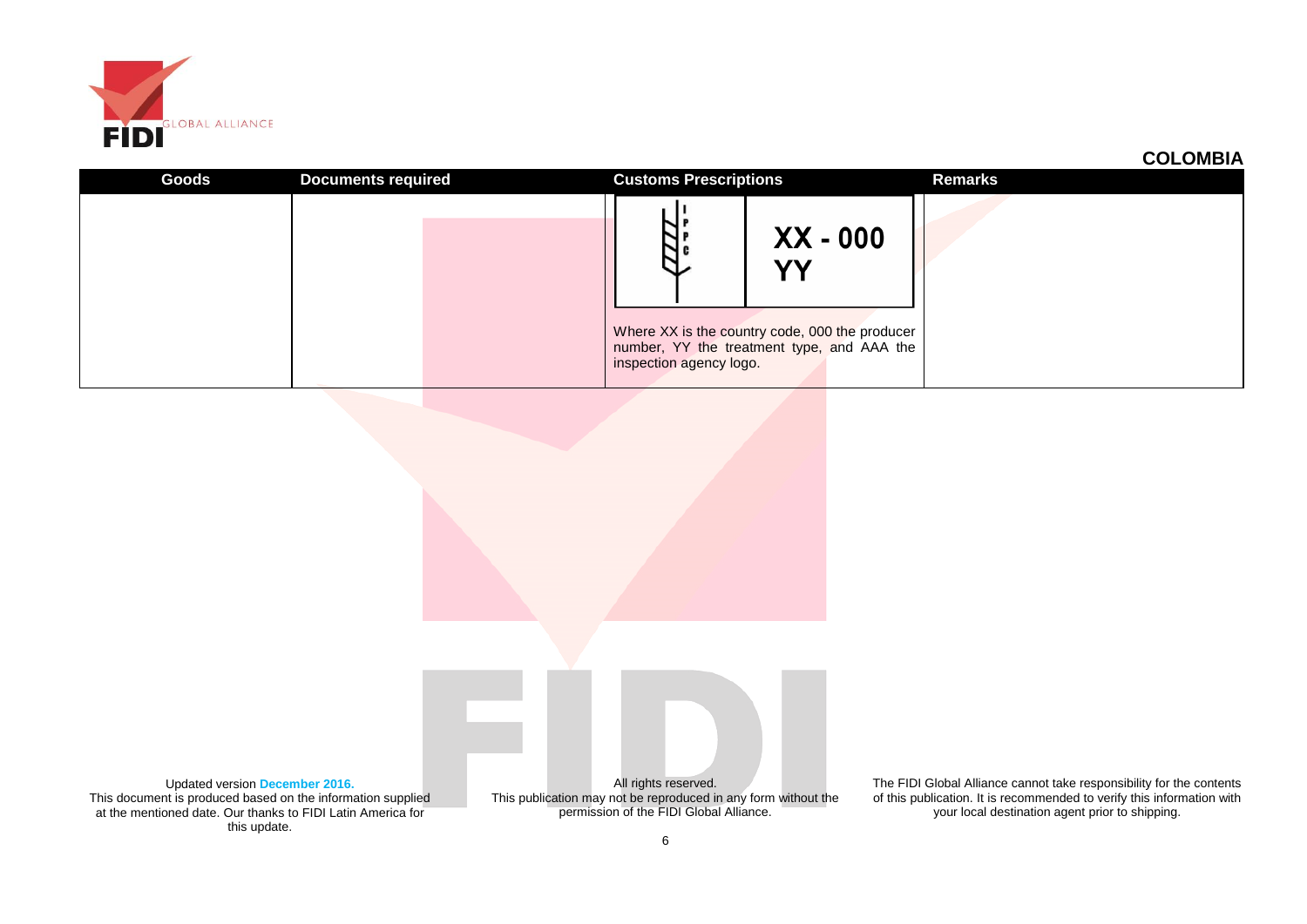COLOMBIA

| Goods | Documents required | Customs Prescriptions | Remarks |
|---|---|---|---|
| | | IPPC XX - 000 YY<br><br>Where XX is the country code, 000 the producer number, YY the treatment type, and AAA the inspection agency logo. | |

Updated version December 2016.
This document is produced based on the information supplied at the mentioned date. Our thanks to FIDI Latin America for this update.

All rights reserved.
This publication may not be reproduced in any form without the permission of the FIDI Global Alliance.

The FIDI Global Alliance cannot take responsibility for the contents of this publication. It is recommended to verify this information with your local destination agent prior to shipping.